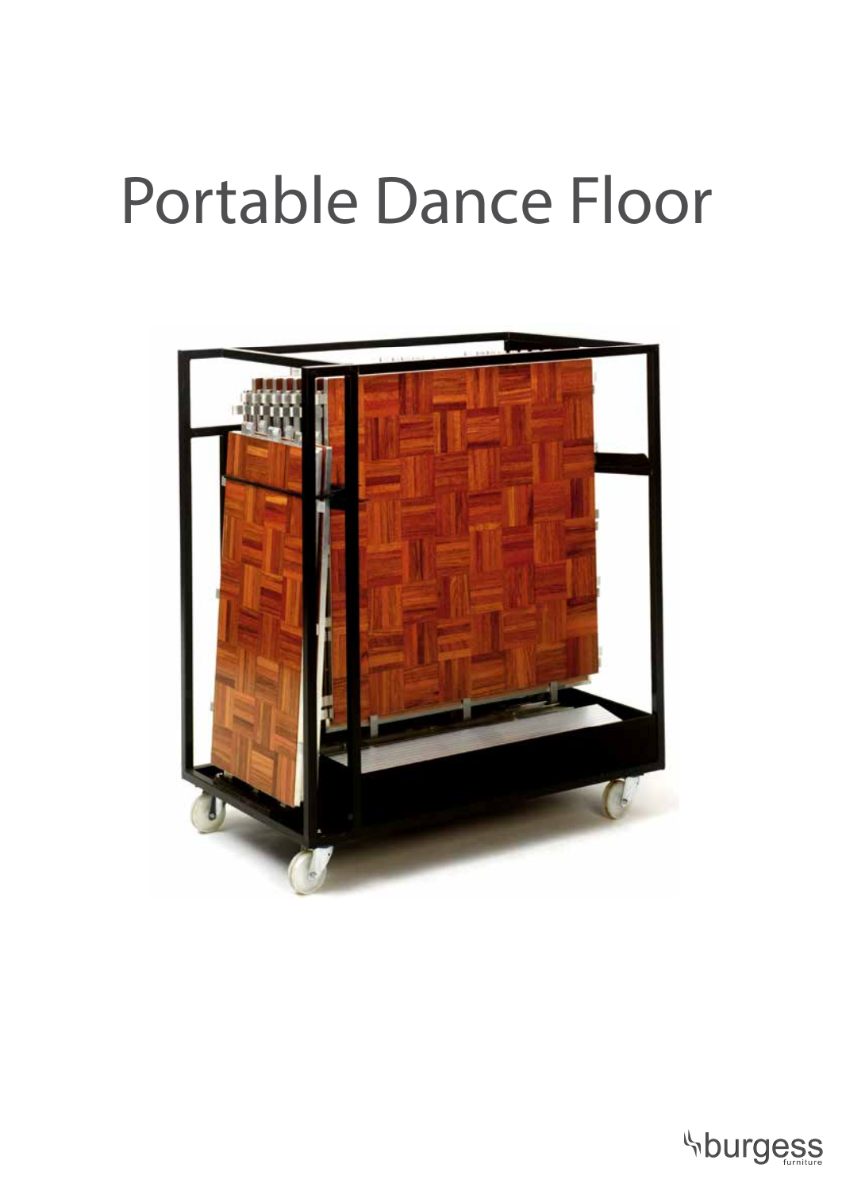# Portable Dance Floor

burgess furniture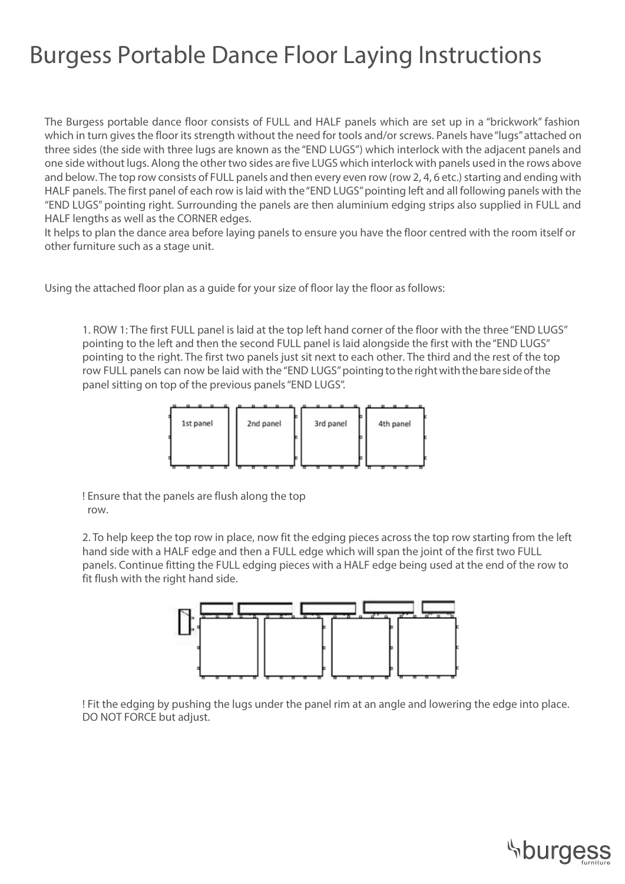# Burgess Portable Dance Floor Laying Instructions

The Burgess portable dance floor consists of FULL and HALF panels which are set up in a "brickwork" fashion which in turn gives the floor its strength without the need for tools and/or screws. Panels have "lugs" attached on three sides (the side with three lugs are known as the "END LUGS") which interlock with the adjacent panels and one side without lugs. Along the other two sides are five LUGS which interlock with panels used in the rows above and below. The top row consists of FULL panels and then every even row (row 2, 4, 6 etc.) starting and ending with HALF panels. The first panel of each row is laid with the "END LUGS" pointing left and all following panels with the "END LUGS" pointing right. Surrounding the panels are then aluminium edging strips also supplied in FULL and HALF lengths as well as the CORNER edges.
It helps to plan the dance area before laying panels to ensure you have the floor centred with the room itself or other furniture such as a stage unit.

Using the attached floor plan as a guide for your size of floor lay the floor as follows:

1. ROW 1: The first FULL panel is laid at the top left hand corner of the floor with the three "END LUGS" pointing to the left and then the second FULL panel is laid alongside the first with the "END LUGS" pointing to the right. The first two panels just sit next to each other. The third and the rest of the top row FULL panels can now be laid with the "END LUGS" pointing to the right with the bare side of the panel sitting on top of the previous panels "END LUGS".

1st panel 2nd panel 3rd panel 4th panel

! Ensure that the panels are flush along the top row.

2. To help keep the top row in place, now fit the edging pieces across the top row starting from the left hand side with a HALF edge and then a FULL edge which will span the joint of the first two FULL panels. Continue fitting the FULL edging pieces with a HALF edge being used at the end of the row to fit flush with the right hand side.

! Fit the edging by pushing the lugs under the panel rim at an angle and lowering the edge into place. DO NOT FORCE but adjust.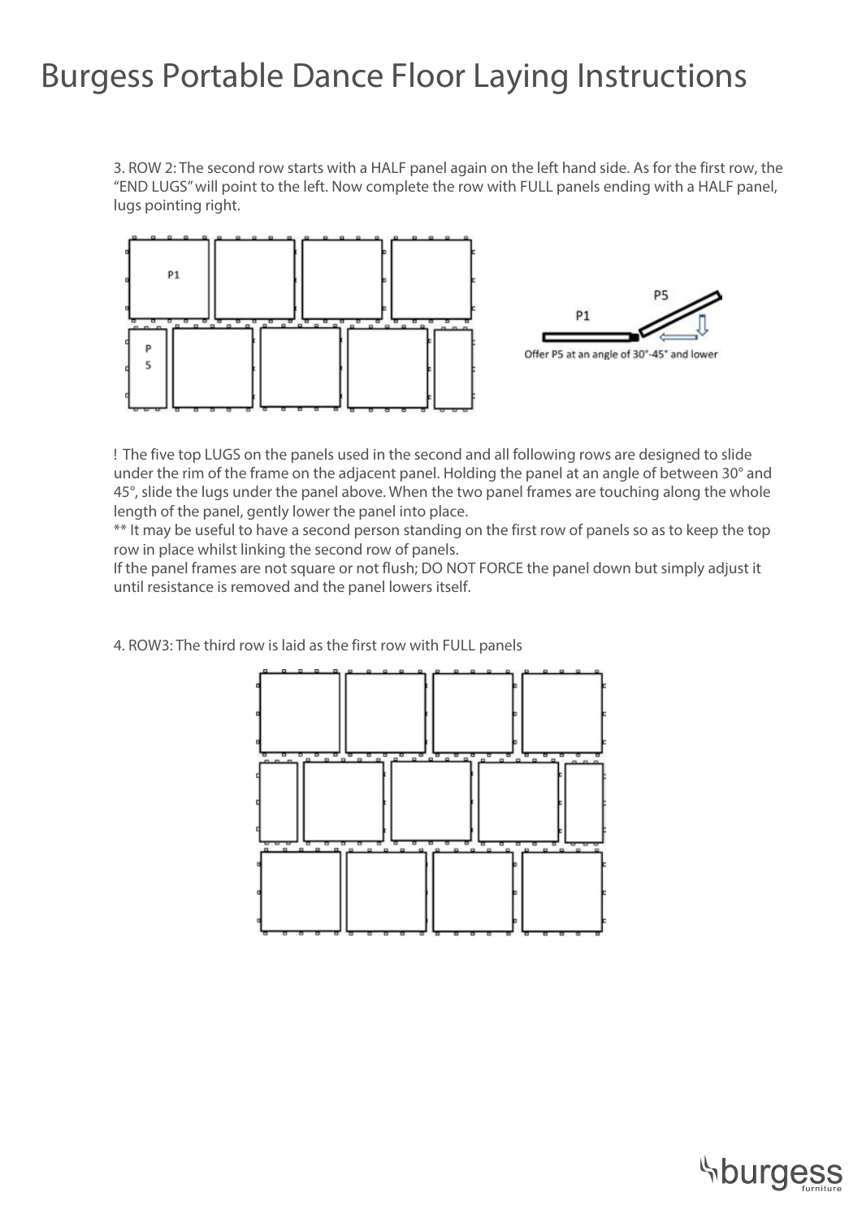# Burgess Portable Dance Floor Laying Instructions

3. ROW 2: The second row starts with a HALF panel again on the left hand side. As for the first row, the "END LUGS" will point to the left. Now complete the row with FULL panels ending with a HALF panel, lugs pointing right.

Offer P5 at an angle of 30°-45° and lower

! The five top LUGS on the panels used in the second and all following rows are designed to slide under the rim of the frame on the adjacent panel. Holding the panel at an angle of between 30° and 45°, slide the lugs under the panel above. When the two panel frames are touching along the whole length of the panel, gently lower the panel into place.

** It may be useful to have a second person standing on the first row of panels so as to keep the top row in place whilst linking the second row of panels.

If the panel frames are not square or not flush; DO NOT FORCE the panel down but simply adjust it until resistance is removed and the panel lowers itself.

4. ROW3: The third row is laid as the first row with FULL panels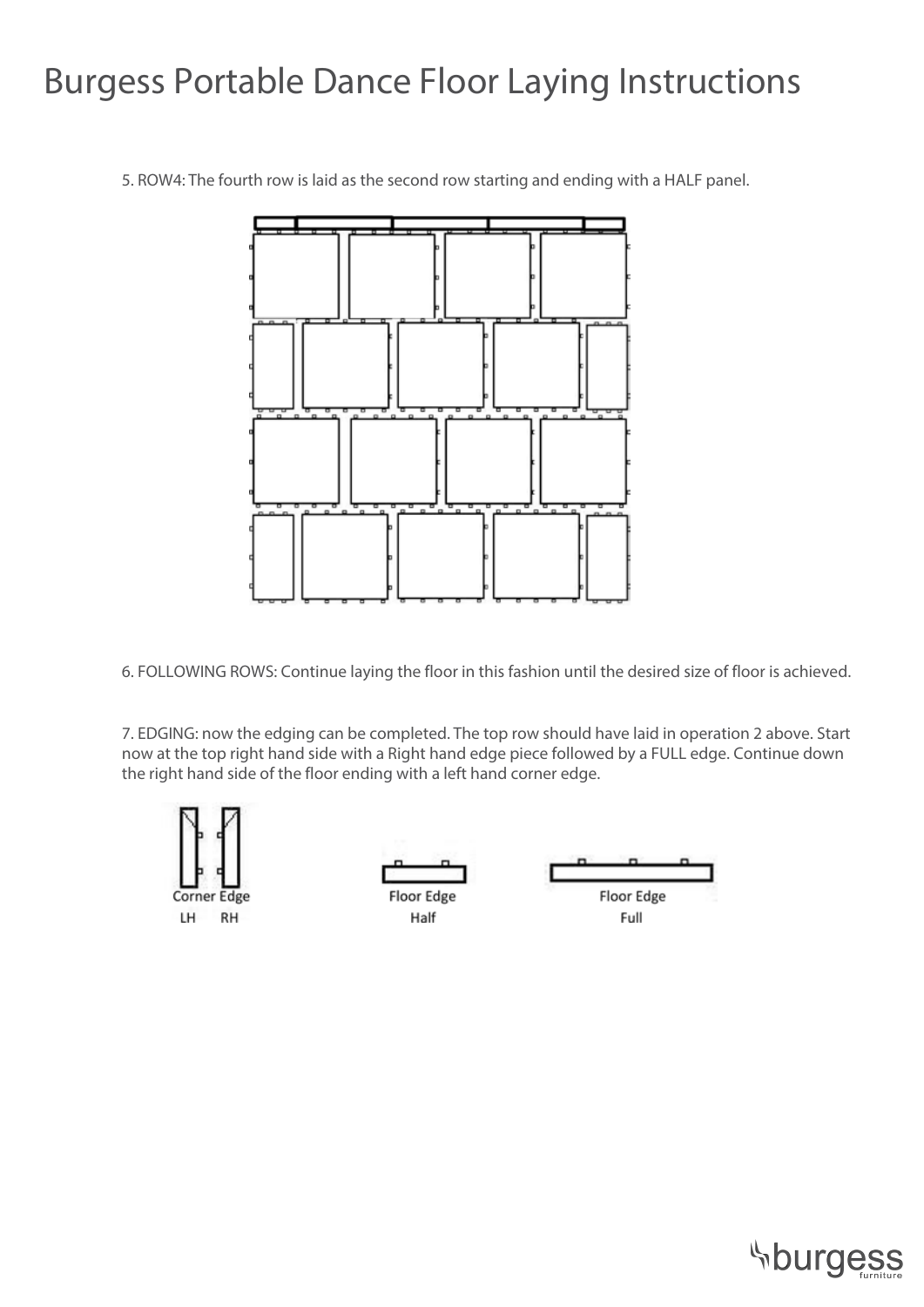# Burgess Portable Dance Floor Laying Instructions

5. ROW4: The fourth row is laid as the second row starting and ending with a HALF panel.

6. FOLLOWING ROWS: Continue laying the floor in this fashion until the desired size of floor is achieved.

7. EDGING: now the edging can be completed. The top row should have laid in operation 2 above. Start now at the top right hand side with a Right hand edge piece followed by a FULL edge. Continue down the right hand side of the floor ending with a left hand corner edge.

Corner Edge
LH RH

Floor Edge
Half

Floor Edge
Full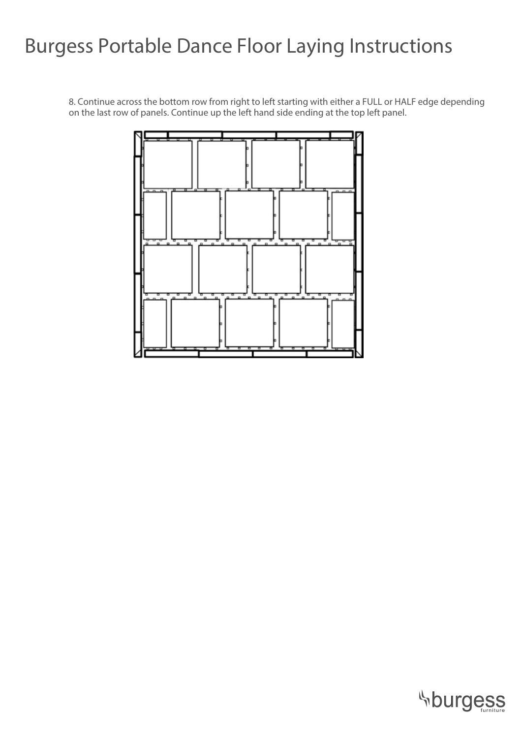# Burgess Portable Dance Floor Laying Instructions

8. Continue across the bottom row from right to left starting with either a FULL or HALF edge depending on the last row of panels. Continue up the left hand side ending at the top left panel.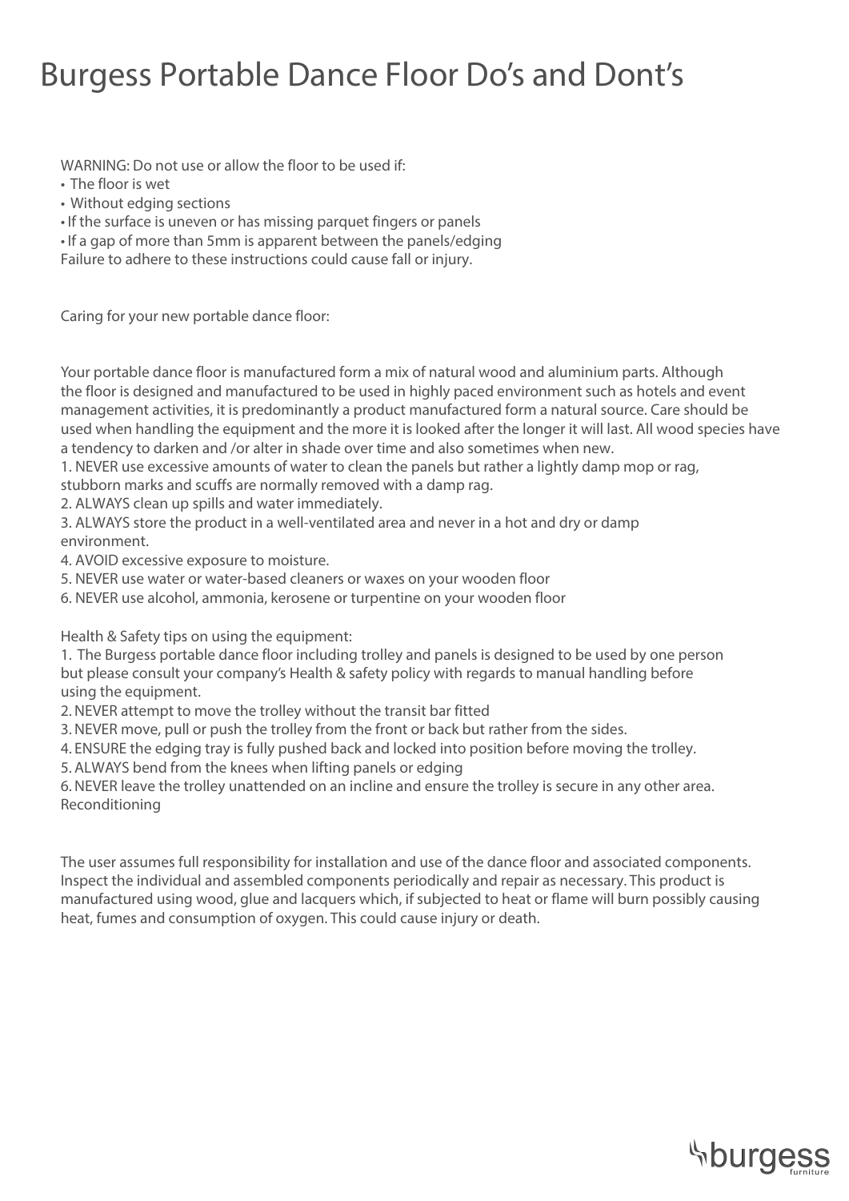# Burgess Portable Dance Floor Do's and Dont's

WARNING: Do not use or allow the floor to be used if:

- The floor is wet
- Without edging sections
- If the surface is uneven or has missing parquet fingers or panels
- If a gap of more than 5mm is apparent between the panels/edging

Failure to adhere to these instructions could cause fall or injury.

Caring for your new portable dance floor:

Your portable dance floor is manufactured form a mix of natural wood and aluminium parts. Although the floor is designed and manufactured to be used in highly paced environment such as hotels and event management activities, it is predominantly a product manufactured form a natural source. Care should be used when handling the equipment and the more it is looked after the longer it will last. All wood species have a tendency to darken and /or alter in shade over time and also sometimes when new.

1. NEVER use excessive amounts of water to clean the panels but rather a lightly damp mop or rag, stubborn marks and scuffs are normally removed with a damp rag.
2. ALWAYS clean up spills and water immediately.
3. ALWAYS store the product in a well-ventilated area and never in a hot and dry or damp environment.
4. AVOID excessive exposure to moisture.
5. NEVER use water or water-based cleaners or waxes on your wooden floor
6. NEVER use alcohol, ammonia, kerosene or turpentine on your wooden floor

Health & Safety tips on using the equipment:

1. The Burgess portable dance floor including trolley and panels is designed to be used by one person but please consult your company's Health & safety policy with regards to manual handling before using the equipment.
2. NEVER attempt to move the trolley without the transit bar fitted
3. NEVER move, pull or push the trolley from the front or back but rather from the sides.
4. ENSURE the edging tray is fully pushed back and locked into position before moving the trolley.
5. ALWAYS bend from the knees when lifting panels or edging
6. NEVER leave the trolley unattended on an incline and ensure the trolley is secure in any other area.

Reconditioning

The user assumes full responsibility for installation and use of the dance floor and associated components. Inspect the individual and assembled components periodically and repair as necessary. This product is manufactured using wood, glue and lacquers which, if subjected to heat or flame will burn possibly causing heat, fumes and consumption of oxygen. This could cause injury or death.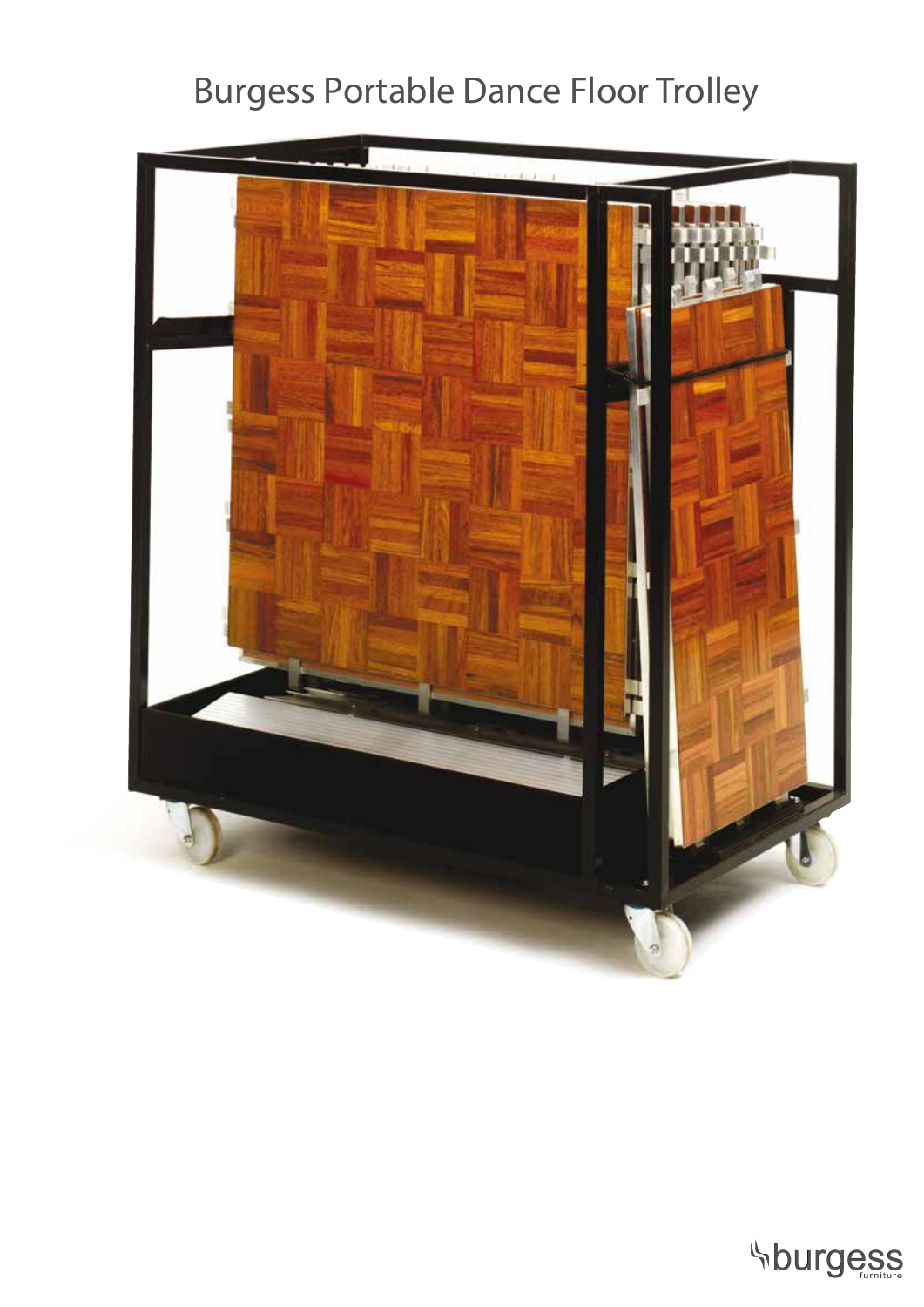# Burgess Portable Dance Floor Trolley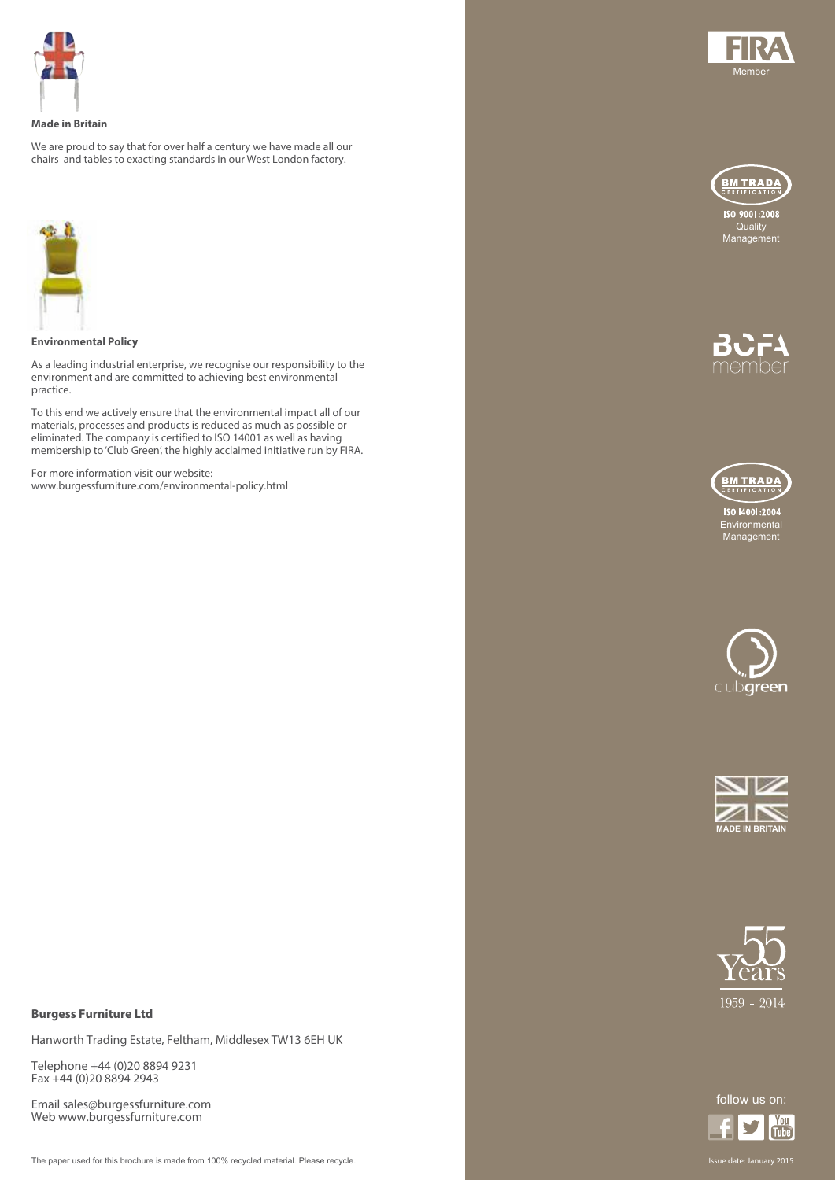**Made in Britain**

We are proud to say that for over half a century we have made all our chairs and tables to exacting standards in our West London factory.

**Environmental Policy**

As a leading industrial enterprise, we recognise our responsibility to the environment and are committed to achieving best environmental practice.

To this end we actively ensure that the environmental impact all of our materials, processes and products is reduced as much as possible or eliminated. The company is certified to ISO 14001 as well as having membership to 'Club Green', the highly acclaimed initiative run by FIRA.

For more information visit our website:
www.burgessfurniture.com/environmental-policy.html

FIRA Member

BM TRADA Certification
ISO 9001:2008
Quality Management

BCFA member

BM TRADA Certification
ISO 14001:2004
Environmental Management

clubgreen

MADE IN BRITAIN

55 Years
1959 - 2014

**Burgess Furniture Ltd**

Hanworth Trading Estate, Feltham, Middlesex TW13 6EH UK

Telephone +44 (0)20 8894 9231
Fax +44 (0)20 8894 2943

Email sales@burgessfurniture.com
Web www.burgessfurniture.com

follow us on:

The paper used for this brochure is made from 100% recycled material. Please recycle.

Issue date: January 2015